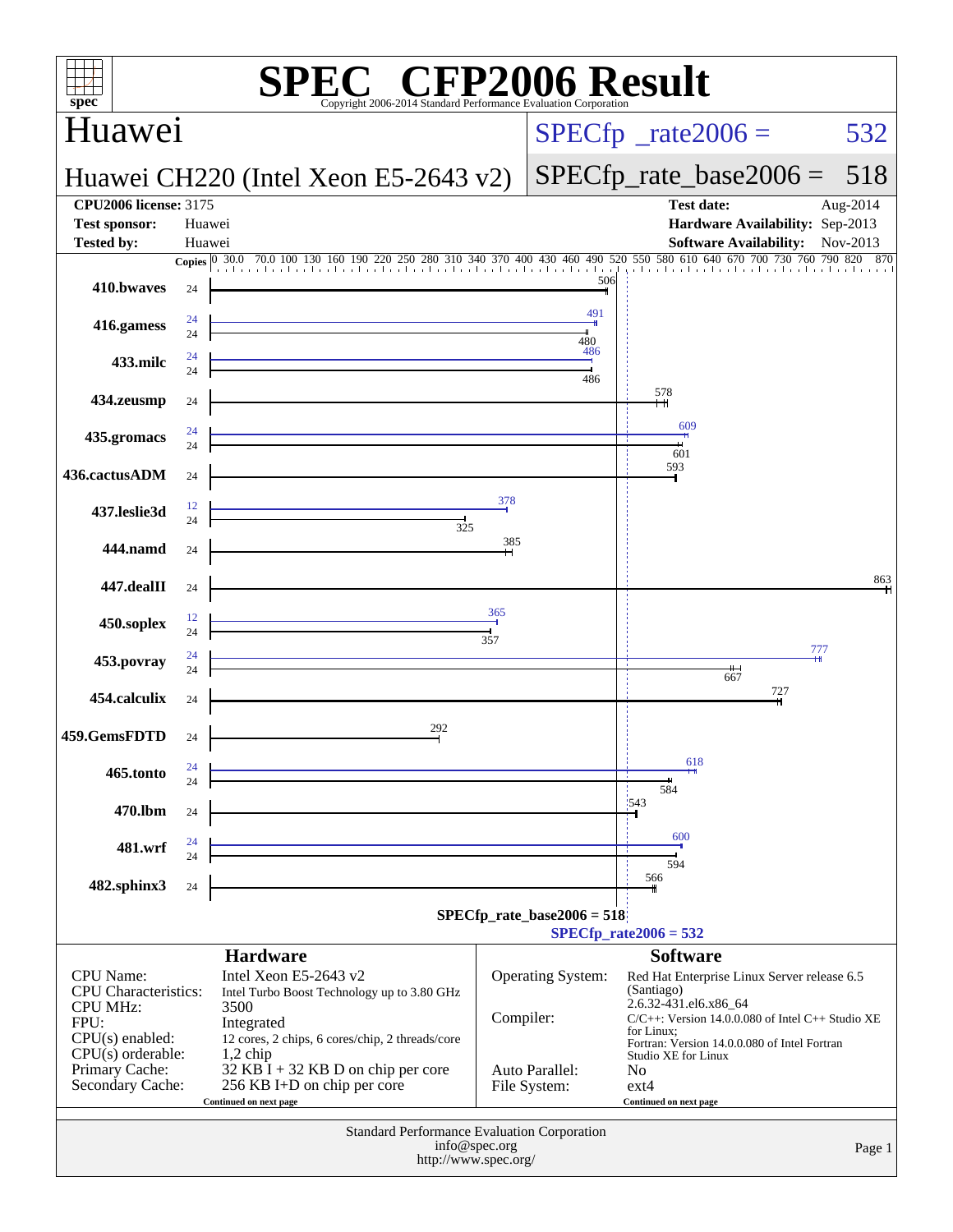# SPEC® CFP2006 Result

Copyright 2006-2014 Standard Performance Evaluation Corporation

## Huawei

**Huawei CH220 (Intel Xeon E5-2643 v2)**

SPECfp_rate2006 = 532

SPECfp_rate_base2006 = 518

| | | | |
|---|---|---|---|
| **CPU2006 license:** 3175 | | **Test date:** | Aug-2014 |
| **Test sponsor:** | Huawei | **Hardware Availability:** | Sep-2013 |
| **Tested by:** | Huawei | **Software Availability:** | Nov-2013 |

| Benchmark | Copies (peak) | Copies (base) | Peak | Base |
|---|---|---|---|---|
| 410.bwaves | | 24 | | 506 |
| 416.gamess | 24 | 24 | 491 | 480 |
| 433.milc | 24 | 24 | 486 | 486 |
| 434.zeusmp | | 24 | | 578 |
| 435.gromacs | 24 | 24 | 609 | 601 |
| 436.cactusADM | | 24 | | 593 |
| 437.leslie3d | 12 | 24 | 378 | 325 |
| 444.namd | | 24 | | 385 |
| 447.dealII | | 24 | | 863 |
| 450.soplex | 12 | 24 | 365 | 357 |
| 453.povray | 24 | 24 | 777 | 667 |
| 454.calculix | | 24 | | 727 |
| 459.GemsFDTD | | 24 | | 292 |
| 465.tonto | 24 | 24 | 618 | 584 |
| 470.lbm | | 24 | | 543 |
| 481.wrf | 24 | 24 | 600 | 594 |
| 482.sphinx3 | | 24 | | 566 |

SPECfp_rate_base2006 = 518

SPECfp_rate2006 = 532

### Hardware

| | |
|---|---|
| CPU Name: | Intel Xeon E5-2643 v2 |
| CPU Characteristics: | Intel Turbo Boost Technology up to 3.80 GHz |
| CPU MHz: | 3500 |
| FPU: | Integrated |
| CPU(s) enabled: | 12 cores, 2 chips, 6 cores/chip, 2 threads/core |
| CPU(s) orderable: | 1,2 chip |
| Primary Cache: | 32 KB I + 32 KB D on chip per core |
| Secondary Cache: | 256 KB I+D on chip per core |

Continued on next page

### Software

| | |
|---|---|
| Operating System: | Red Hat Enterprise Linux Server release 6.5 (Santiago) 2.6.32-431.el6.x86_64 |
| Compiler: | C/C++: Version 14.0.0.080 of Intel C++ Studio XE for Linux; Fortran: Version 14.0.0.080 of Intel Fortran Studio XE for Linux |
| Auto Parallel: | No |
| File System: | ext4 |

Continued on next page

Standard Performance Evaluation Corporation
info@spec.org
http://www.spec.org/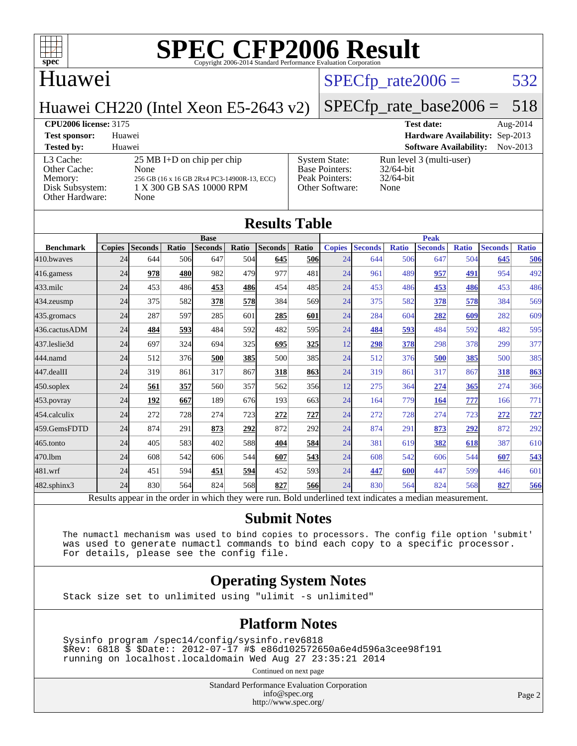# SPEC CFP2006 Result

Copyright 2006-2014 Standard Performance Evaluation Corporation

## Huawei

Huawei CH220 (Intel Xeon E5-2643 v2)

SPECfp_rate2006 = 532

SPECfp_rate_base2006 = 518

| | | | |
|---|---|---|---|
| **CPU2006 license:** 3175 | | **Test date:** | Aug-2014 |
| **Test sponsor:** | Huawei | **Hardware Availability:** | Sep-2013 |
| **Tested by:** | Huawei | **Software Availability:** | Nov-2013 |

| | | | |
|---|---|---|---|
| L3 Cache: | 25 MB I+D on chip per chip | System State: | Run level 3 (multi-user) |
| Other Cache: | None | Base Pointers: | 32/64-bit |
| Memory: | 256 GB (16 x 16 GB 2Rx4 PC3-14900R-13, ECC) | Peak Pointers: | 32/64-bit |
| Disk Subsystem: | 1 X 300 GB SAS 10000 RPM | Other Software: | None |
| Other Hardware: | None | | |

## Results Table

| | Base | | | | | | | | Peak | | | | | | |
|---|---|---|---|---|---|---|---|---|---|---|---|---|---|---|---|
| **Benchmark** | **Copies** | **Seconds** | **Ratio** | **Seconds** | **Ratio** | **Seconds** | **Ratio** | **Copies** | **Seconds** | **Ratio** | **Seconds** | **Ratio** | **Seconds** | **Ratio** |
| 410.bwaves | 24 | 644 | 506 | 647 | 504 | **645** | **506** | 24 | 644 | 506 | 647 | 504 | **645** | **506** |
| 416.gamess | 24 | **978** | **480** | 982 | 479 | 977 | 481 | 24 | 961 | 489 | **957** | **491** | 954 | 492 |
| 433.milc | 24 | 453 | 486 | **453** | **486** | 454 | 485 | 24 | 453 | 486 | **453** | **486** | 453 | 486 |
| 434.zeusmp | 24 | 375 | 582 | **378** | **578** | 384 | 569 | 24 | 375 | 582 | **378** | **578** | 384 | 569 |
| 435.gromacs | 24 | 287 | 597 | 285 | 601 | **285** | **601** | 24 | 284 | 604 | **282** | **609** | 282 | 609 |
| 436.cactusADM | 24 | **484** | **593** | 484 | 592 | 482 | 595 | 24 | **484** | **593** | 484 | 592 | 482 | 595 |
| 437.leslie3d | 24 | 697 | 324 | 694 | 325 | **695** | **325** | 12 | **298** | **378** | 298 | 378 | 299 | 377 |
| 444.namd | 24 | 512 | 376 | **500** | **385** | 500 | 385 | 24 | 512 | 376 | **500** | **385** | 500 | 385 |
| 447.dealII | 24 | 319 | 861 | 317 | 867 | **318** | **863** | 24 | 319 | 861 | 317 | 867 | **318** | **863** |
| 450.soplex | 24 | **561** | **357** | 560 | 357 | 562 | 356 | 12 | 275 | 364 | **274** | **365** | 274 | 366 |
| 453.povray | 24 | **192** | **667** | 189 | 676 | 193 | 663 | 24 | 164 | 779 | **164** | **777** | 166 | 771 |
| 454.calculix | 24 | 272 | 728 | 274 | 723 | **272** | **727** | 24 | 272 | 728 | 274 | 723 | **272** | **727** |
| 459.GemsFDTD | 24 | 874 | 291 | **873** | **292** | 872 | 292 | 24 | 874 | 291 | **873** | **292** | 872 | 292 |
| 465.tonto | 24 | 405 | 583 | 402 | 588 | **404** | **584** | 24 | 381 | 619 | **382** | **618** | 387 | 610 |
| 470.lbm | 24 | 608 | 542 | 606 | 544 | **607** | **543** | 24 | 608 | 542 | 606 | 544 | **607** | **543** |
| 481.wrf | 24 | 451 | 594 | **451** | **594** | 452 | 593 | 24 | **447** | **600** | 447 | 599 | 446 | 601 |
| 482.sphinx3 | 24 | 830 | 564 | 824 | 568 | **827** | **566** | 24 | 830 | 564 | 824 | 568 | **827** | **566** |

Results appear in the order in which they were run. Bold underlined text indicates a median measurement.

## Submit Notes

```
The numactl mechanism was used to bind copies to processors. The config file option 'submit'
was used to generate numactl commands to bind each copy to a specific processor.
For details, please see the config file.
```

## Operating System Notes

```
Stack size set to unlimited using "ulimit -s unlimited"
```

## Platform Notes

```
Sysinfo program /spec14/config/sysinfo.rev6818
$Rev: 6818 $ $Date:: 2012-07-17 #$ e86d102572650a6e4d596a3cee98f191
running on localhost.localdomain Wed Aug 27 23:35:21 2014
```

Continued on next page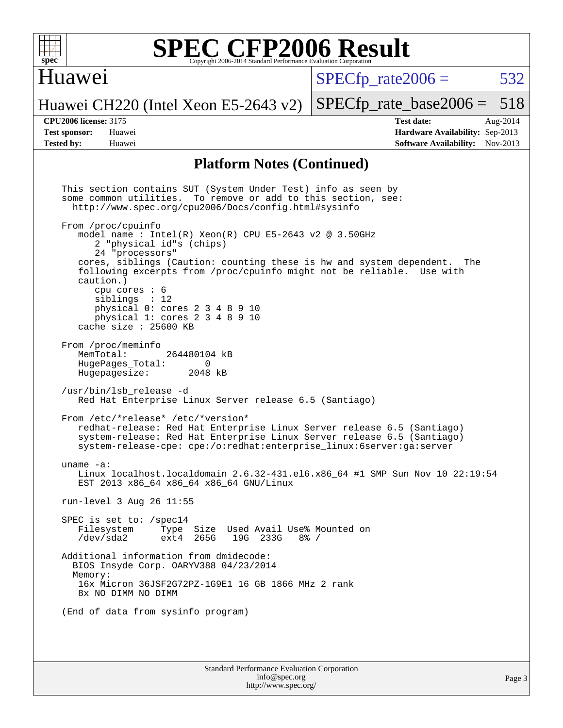# SPEC CFP2006 Result

Copyright 2006-2014 Standard Performance Evaluation Corporation

**Huawei**

**Huawei CH220 (Intel Xeon E5-2643 v2)**

SPECfp_rate2006 = 532

SPECfp_rate_base2006 = 518

| | | | |
|---|---|---|---|
| **CPU2006 license:** 3175 | | **Test date:** | Aug-2014 |
| **Test sponsor:** | Huawei | **Hardware Availability:** | Sep-2013 |
| **Tested by:** | Huawei | **Software Availability:** | Nov-2013 |

## Platform Notes (Continued)

```
This section contains SUT (System Under Test) info as seen by
some common utilities.  To remove or add to this section, see:
  http://www.spec.org/cpu2006/Docs/config.html#sysinfo

From /proc/cpuinfo
   model name : Intel(R) Xeon(R) CPU E5-2643 v2 @ 3.50GHz
      2 "physical id"s (chips)
      24 "processors"
   cores, siblings (Caution: counting these is hw and system dependent.  The
   following excerpts from /proc/cpuinfo might not be reliable.  Use with
   caution.)
      cpu cores : 6
      siblings  : 12
      physical 0: cores 2 3 4 8 9 10
      physical 1: cores 2 3 4 8 9 10
   cache size : 25600 KB

From /proc/meminfo
   MemTotal:       264480104 kB
   HugePages_Total:       0
   Hugepagesize:       2048 kB

/usr/bin/lsb_release -d
   Red Hat Enterprise Linux Server release 6.5 (Santiago)

From /etc/*release* /etc/*version*
   redhat-release: Red Hat Enterprise Linux Server release 6.5 (Santiago)
   system-release: Red Hat Enterprise Linux Server release 6.5 (Santiago)
   system-release-cpe: cpe:/o:redhat:enterprise_linux:6server:ga:server

uname -a:
   Linux localhost.localdomain 2.6.32-431.el6.x86_64 #1 SMP Sun Nov 10 22:19:54
   EST 2013 x86_64 x86_64 x86_64 GNU/Linux

run-level 3 Aug 26 11:55

SPEC is set to: /spec14
   Filesystem     Type  Size  Used Avail Use% Mounted on
   /dev/sda2      ext4  265G   19G  233G   8% /

Additional information from dmidecode:
  BIOS Insyde Corp. OARYV388 04/23/2014
  Memory:
   16x Micron 36JSF2G72PZ-1G9E1 16 GB 1866 MHz 2 rank
   8x NO DIMM NO DIMM

(End of data from sysinfo program)
```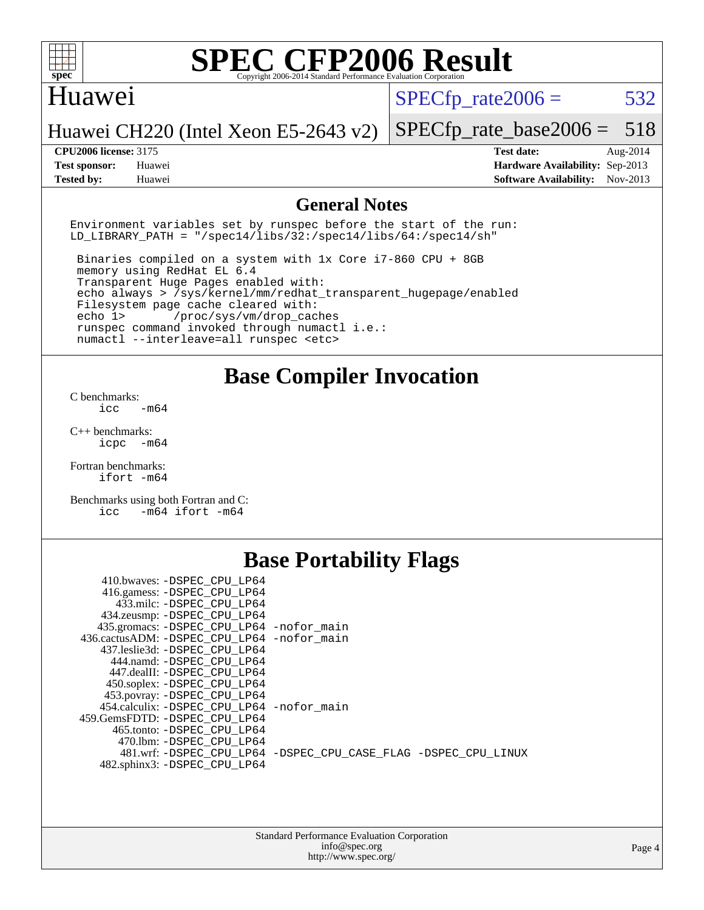# SPEC CFP2006 Result

Copyright 2006-2014 Standard Performance Evaluation Corporation

## Huawei

Huawei CH220 (Intel Xeon E5-2643 v2)

SPECfp_rate2006 = 532

SPECfp_rate_base2006 = 518

| | | | |
|---|---|---|---|
| **CPU2006 license:** | 3175 | **Test date:** | Aug-2014 |
| **Test sponsor:** | Huawei | **Hardware Availability:** | Sep-2013 |
| **Tested by:** | Huawei | **Software Availability:** | Nov-2013 |

## General Notes

```
Environment variables set by runspec before the start of the run:
LD_LIBRARY_PATH = "/spec14/libs/32:/spec14/libs/64:/spec14/sh"

 Binaries compiled on a system with 1x Core i7-860 CPU + 8GB
 memory using RedHat EL 6.4
 Transparent Huge Pages enabled with:
 echo always > /sys/kernel/mm/redhat_transparent_hugepage/enabled
 Filesystem page cache cleared with:
 echo 1>       /proc/sys/vm/drop_caches
 runspec command invoked through numactl i.e.:
 numactl --interleave=all runspec <etc>
```

## Base Compiler Invocation

C benchmarks:
```
icc   -m64
```

C++ benchmarks:
```
icpc  -m64
```

Fortran benchmarks:
```
ifort -m64
```

Benchmarks using both Fortran and C:
```
icc   -m64 ifort -m64
```

## Base Portability Flags

```
   410.bwaves: -DSPEC_CPU_LP64
   416.gamess: -DSPEC_CPU_LP64
     433.milc: -DSPEC_CPU_LP64
   434.zeusmp: -DSPEC_CPU_LP64
  435.gromacs: -DSPEC_CPU_LP64 -nofor_main
 436.cactusADM: -DSPEC_CPU_LP64 -nofor_main
  437.leslie3d: -DSPEC_CPU_LP64
     444.namd: -DSPEC_CPU_LP64
   447.dealII: -DSPEC_CPU_LP64
   450.soplex: -DSPEC_CPU_LP64
   453.povray: -DSPEC_CPU_LP64
  454.calculix: -DSPEC_CPU_LP64 -nofor_main
 459.GemsFDTD: -DSPEC_CPU_LP64
    465.tonto: -DSPEC_CPU_LP64
      470.lbm: -DSPEC_CPU_LP64
      481.wrf: -DSPEC_CPU_LP64 -DSPEC_CPU_CASE_FLAG -DSPEC_CPU_LINUX
  482.sphinx3: -DSPEC_CPU_LP64
```

Standard Performance Evaluation Corporation
info@spec.org
http://www.spec.org/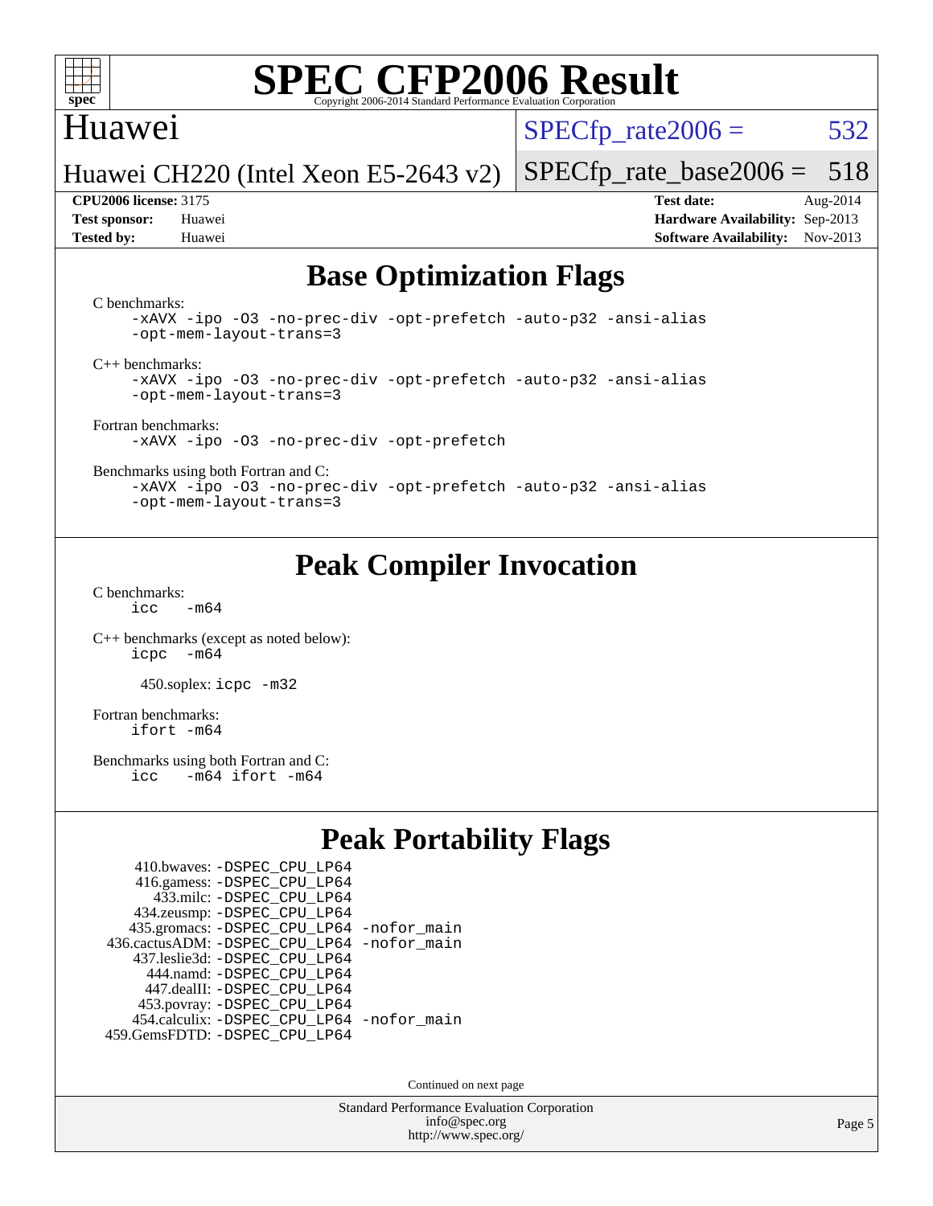## Base Optimization Flags

C benchmarks:
```
-xAVX -ipo -O3 -no-prec-div -opt-prefetch -auto-p32 -ansi-alias
-opt-mem-layout-trans=3
```

C++ benchmarks:
```
-xAVX -ipo -O3 -no-prec-div -opt-prefetch -auto-p32 -ansi-alias
-opt-mem-layout-trans=3
```

Fortran benchmarks:
```
-xAVX -ipo -O3 -no-prec-div -opt-prefetch
```

Benchmarks using both Fortran and C:
```
-xAVX -ipo -O3 -no-prec-div -opt-prefetch -auto-p32 -ansi-alias
-opt-mem-layout-trans=3
```

## Peak Compiler Invocation

C benchmarks:
```
icc   -m64
```

C++ benchmarks (except as noted below):
```
icpc  -m64
```

450.soplex: `icpc -m32`

Fortran benchmarks:
```
ifort -m64
```

Benchmarks using both Fortran and C:
```
icc   -m64 ifort -m64
```

## Peak Portability Flags

410.bwaves: `-DSPEC_CPU_LP64`
416.gamess: `-DSPEC_CPU_LP64`
433.milc: `-DSPEC_CPU_LP64`
434.zeusmp: `-DSPEC_CPU_LP64`
435.gromacs: `-DSPEC_CPU_LP64 -nofor_main`
436.cactusADM: `-DSPEC_CPU_LP64 -nofor_main`
437.leslie3d: `-DSPEC_CPU_LP64`
444.namd: `-DSPEC_CPU_LP64`
447.dealII: `-DSPEC_CPU_LP64`
453.povray: `-DSPEC_CPU_LP64`
454.calculix: `-DSPEC_CPU_LP64 -nofor_main`
459.GemsFDTD: `-DSPEC_CPU_LP64`

Continued on next page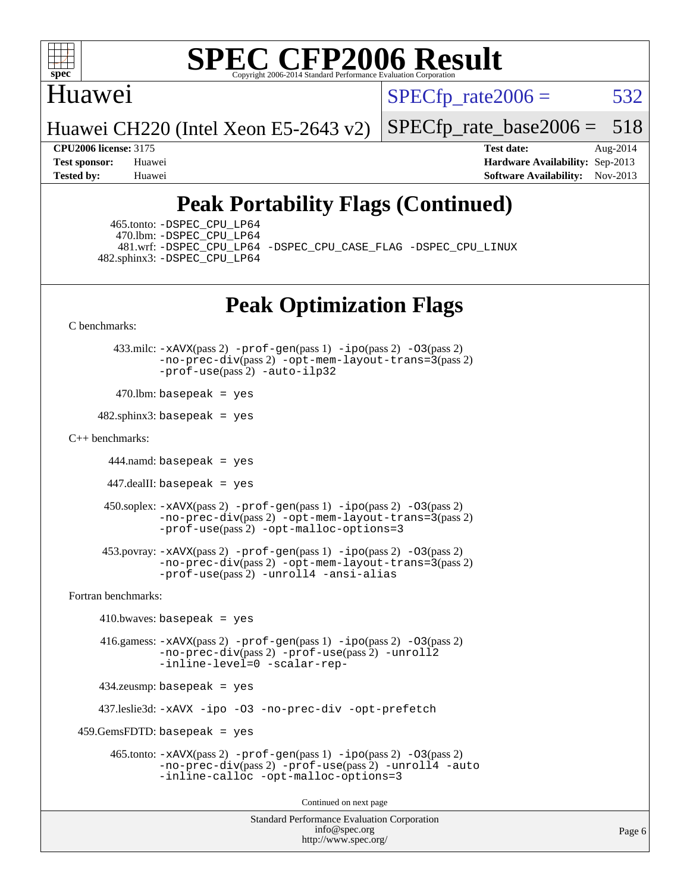# SPEC CFP2006 Result

Huawei

Huawei CH220 (Intel Xeon E5-2643 v2)

SPECfp_rate2006 = 532

SPECfp_rate_base2006 = 518

**CPU2006 license:** 3175
**Test sponsor:** Huawei
**Tested by:** Huawei

**Test date:** Aug-2014
**Hardware Availability:** Sep-2013
**Software Availability:** Nov-2013

## Peak Portability Flags (Continued)

465.tonto: -DSPEC_CPU_LP64
470.lbm: -DSPEC_CPU_LP64
481.wrf: -DSPEC_CPU_LP64 -DSPEC_CPU_CASE_FLAG -DSPEC_CPU_LINUX
482.sphinx3: -DSPEC_CPU_LP64

## Peak Optimization Flags

C benchmarks:

433.milc: -xAVX(pass 2) -prof-gen(pass 1) -ipo(pass 2) -O3(pass 2) -no-prec-div(pass 2) -opt-mem-layout-trans=3(pass 2) -prof-use(pass 2) -auto-ilp32

470.lbm: basepeak = yes

482.sphinx3: basepeak = yes

C++ benchmarks:

444.namd: basepeak = yes

447.dealII: basepeak = yes

450.soplex: -xAVX(pass 2) -prof-gen(pass 1) -ipo(pass 2) -O3(pass 2) -no-prec-div(pass 2) -opt-mem-layout-trans=3(pass 2) -prof-use(pass 2) -opt-malloc-options=3

453.povray: -xAVX(pass 2) -prof-gen(pass 1) -ipo(pass 2) -O3(pass 2) -no-prec-div(pass 2) -opt-mem-layout-trans=3(pass 2) -prof-use(pass 2) -unroll4 -ansi-alias

Fortran benchmarks:

410.bwaves: basepeak = yes

416.gamess: -xAVX(pass 2) -prof-gen(pass 1) -ipo(pass 2) -O3(pass 2) -no-prec-div(pass 2) -prof-use(pass 2) -unroll2 -inline-level=0 -scalar-rep-

434.zeusmp: basepeak = yes

437.leslie3d: -xAVX -ipo -O3 -no-prec-div -opt-prefetch

459.GemsFDTD: basepeak = yes

465.tonto: -xAVX(pass 2) -prof-gen(pass 1) -ipo(pass 2) -O3(pass 2) -no-prec-div(pass 2) -prof-use(pass 2) -unroll4 -auto -inline-calloc -opt-malloc-options=3

Continued on next page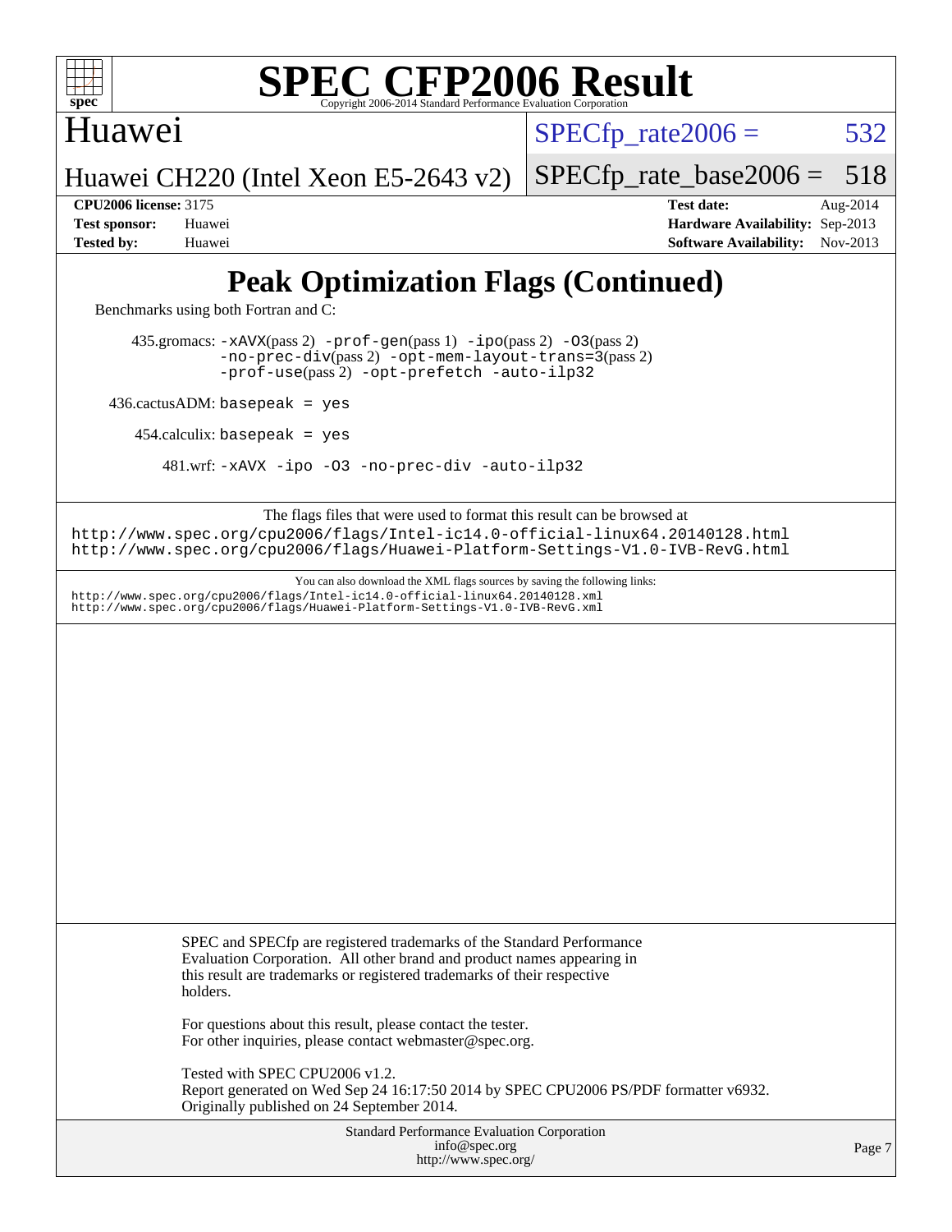# Peak Optimization Flags (Continued)

Benchmarks using both Fortran and C:

435.gromacs: -xAVX(pass 2) -prof-gen(pass 1) -ipo(pass 2) -O3(pass 2) -no-prec-div(pass 2) -opt-mem-layout-trans=3(pass 2) -prof-use(pass 2) -opt-prefetch -auto-ilp32

436.cactusADM: basepeak = yes

454.calculix: basepeak = yes

481.wrf: -xAVX -ipo -O3 -no-prec-div -auto-ilp32

The flags files that were used to format this result can be browsed at
http://www.spec.org/cpu2006/flags/Intel-ic14.0-official-linux64.20140128.html
http://www.spec.org/cpu2006/flags/Huawei-Platform-Settings-V1.0-IVB-RevG.html

You can also download the XML flags sources by saving the following links:
http://www.spec.org/cpu2006/flags/Intel-ic14.0-official-linux64.20140128.xml
http://www.spec.org/cpu2006/flags/Huawei-Platform-Settings-V1.0-IVB-RevG.xml

SPEC and SPECfp are registered trademarks of the Standard Performance Evaluation Corporation. All other brand and product names appearing in this result are trademarks or registered trademarks of their respective holders.

For questions about this result, please contact the tester.
For other inquiries, please contact webmaster@spec.org.

Tested with SPEC CPU2006 v1.2.
Report generated on Wed Sep 24 16:17:50 2014 by SPEC CPU2006 PS/PDF formatter v6932.
Originally published on 24 September 2014.